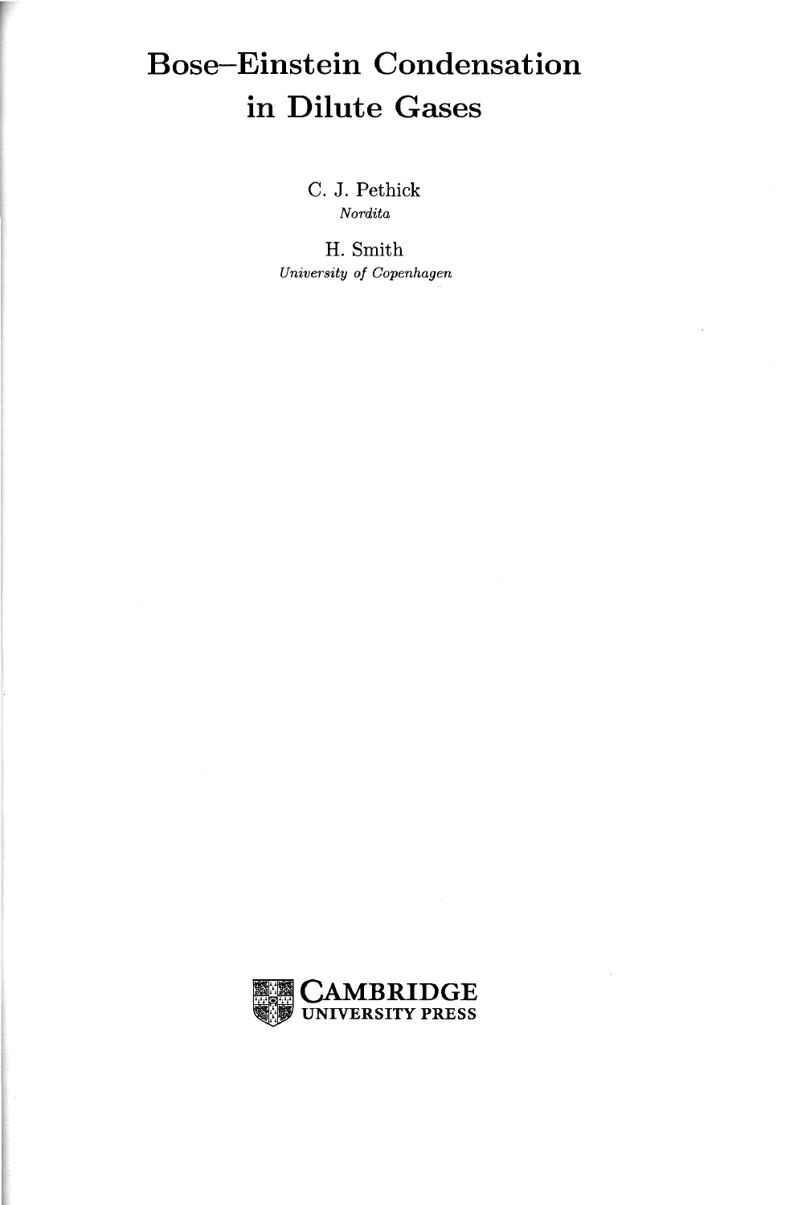# Bose–Einstein Condensation in Dilute Gases

C. J. Pethick
*Nordita*

H. Smith
*University of Copenhagen*

CAMBRIDGE
UNIVERSITY PRESS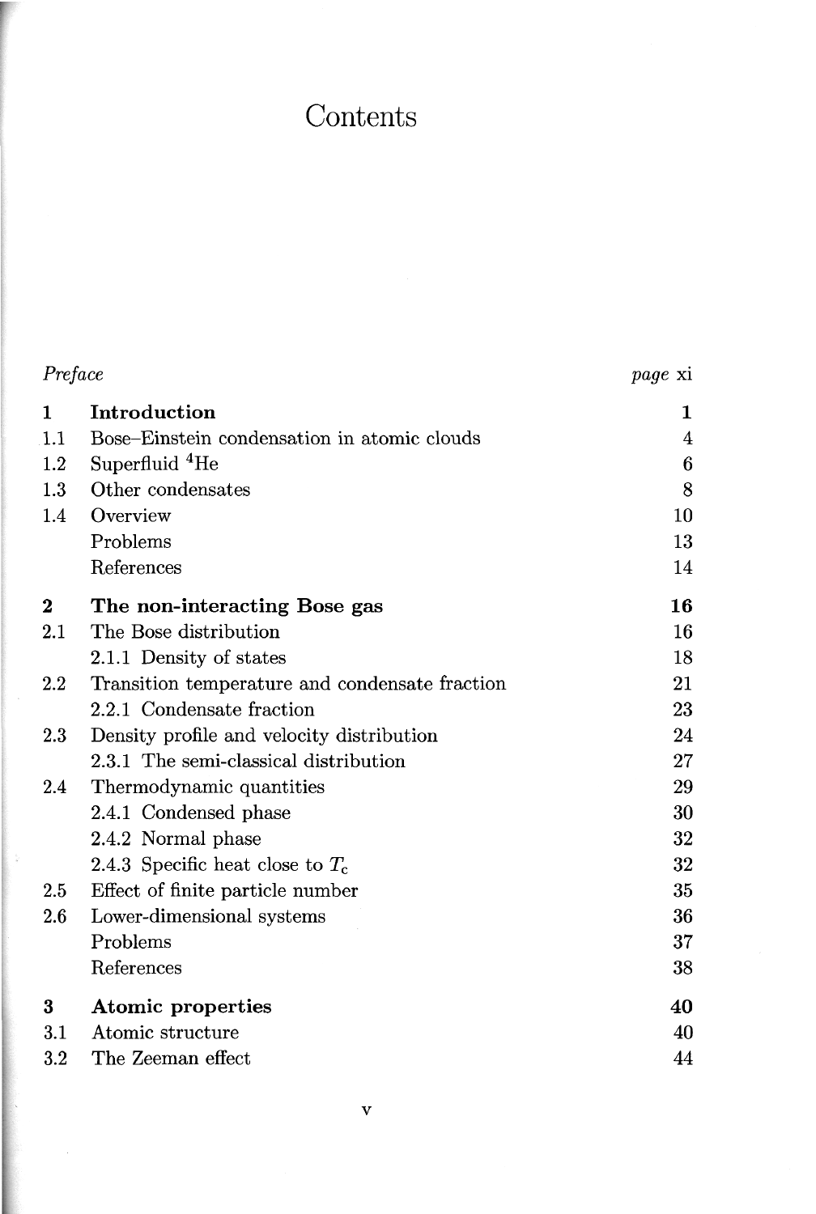# Contents

| | | |
|---|---|---|
| | *Preface* | *page* xi |
| **1** | **Introduction** | **1** |
| 1.1 | Bose–Einstein condensation in atomic clouds | 4 |
| 1.2 | Superfluid $^4$He | 6 |
| 1.3 | Other condensates | 8 |
| 1.4 | Overview | 10 |
| | Problems | 13 |
| | References | 14 |
| **2** | **The non-interacting Bose gas** | **16** |
| 2.1 | The Bose distribution | 16 |
| | 2.1.1 Density of states | 18 |
| 2.2 | Transition temperature and condensate fraction | 21 |
| | 2.2.1 Condensate fraction | 23 |
| 2.3 | Density profile and velocity distribution | 24 |
| | 2.3.1 The semi-classical distribution | 27 |
| 2.4 | Thermodynamic quantities | 29 |
| | 2.4.1 Condensed phase | 30 |
| | 2.4.2 Normal phase | 32 |
| | 2.4.3 Specific heat close to $T_c$ | 32 |
| 2.5 | Effect of finite particle number | 35 |
| 2.6 | Lower-dimensional systems | 36 |
| | Problems | 37 |
| | References | 38 |
| **3** | **Atomic properties** | **40** |
| 3.1 | Atomic structure | 40 |
| 3.2 | The Zeeman effect | 44 |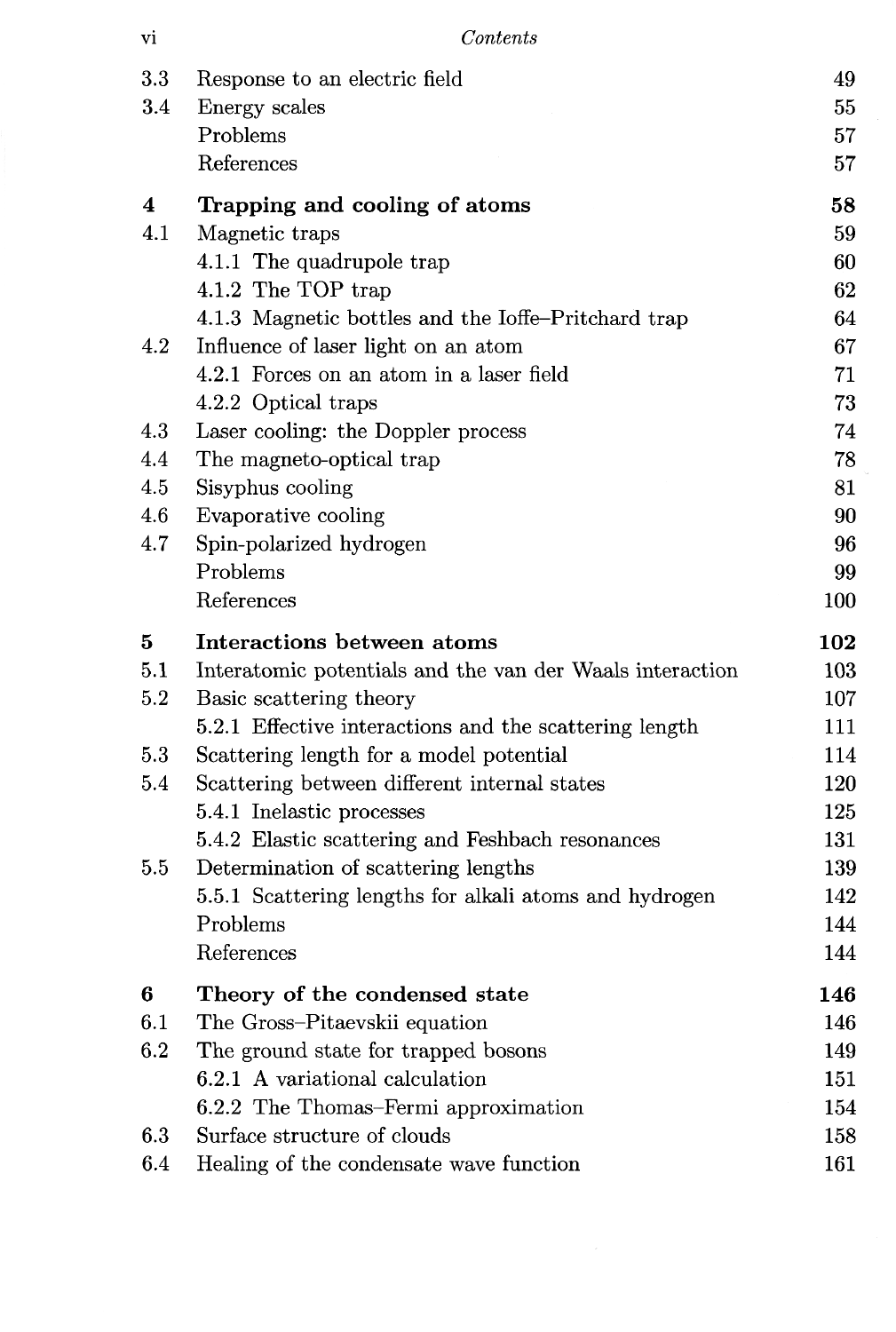| | | |
|---|---|---|
| 3.3 | Response to an electric field | 49 |
| 3.4 | Energy scales | 55 |
| | Problems | 57 |
| | References | 57 |
| **4** | **Trapping and cooling of atoms** | **58** |
| 4.1 | Magnetic traps | 59 |
| | 4.1.1 The quadrupole trap | 60 |
| | 4.1.2 The TOP trap | 62 |
| | 4.1.3 Magnetic bottles and the Ioffe–Pritchard trap | 64 |
| 4.2 | Influence of laser light on an atom | 67 |
| | 4.2.1 Forces on an atom in a laser field | 71 |
| | 4.2.2 Optical traps | 73 |
| 4.3 | Laser cooling: the Doppler process | 74 |
| 4.4 | The magneto-optical trap | 78 |
| 4.5 | Sisyphus cooling | 81 |
| 4.6 | Evaporative cooling | 90 |
| 4.7 | Spin-polarized hydrogen | 96 |
| | Problems | 99 |
| | References | 100 |
| **5** | **Interactions between atoms** | **102** |
| 5.1 | Interatomic potentials and the van der Waals interaction | 103 |
| 5.2 | Basic scattering theory | 107 |
| | 5.2.1 Effective interactions and the scattering length | 111 |
| 5.3 | Scattering length for a model potential | 114 |
| 5.4 | Scattering between different internal states | 120 |
| | 5.4.1 Inelastic processes | 125 |
| | 5.4.2 Elastic scattering and Feshbach resonances | 131 |
| 5.5 | Determination of scattering lengths | 139 |
| | 5.5.1 Scattering lengths for alkali atoms and hydrogen | 142 |
| | Problems | 144 |
| | References | 144 |
| **6** | **Theory of the condensed state** | **146** |
| 6.1 | The Gross–Pitaevskii equation | 146 |
| 6.2 | The ground state for trapped bosons | 149 |
| | 6.2.1 A variational calculation | 151 |
| | 6.2.2 The Thomas–Fermi approximation | 154 |
| 6.3 | Surface structure of clouds | 158 |
| 6.4 | Healing of the condensate wave function | 161 |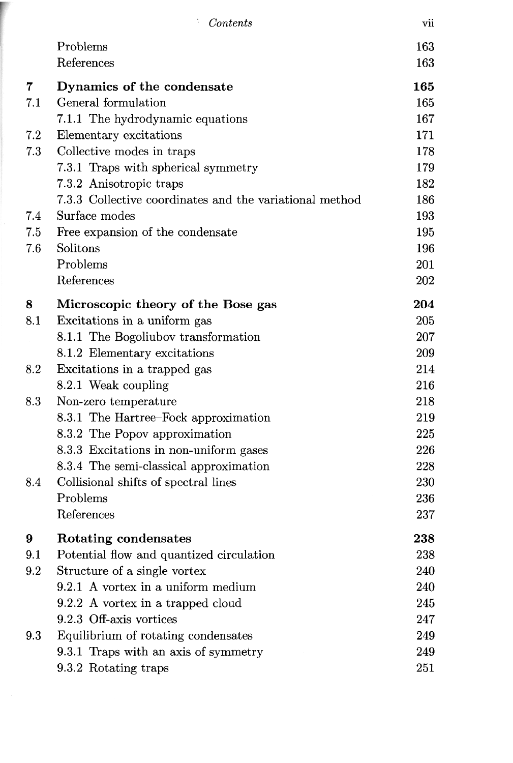| | | |
|---|---|---|
| | Problems | 163 |
| | References | 163 |
| **7** | **Dynamics of the condensate** | **165** |
| 7.1 | General formulation | 165 |
| | 7.1.1 The hydrodynamic equations | 167 |
| 7.2 | Elementary excitations | 171 |
| 7.3 | Collective modes in traps | 178 |
| | 7.3.1 Traps with spherical symmetry | 179 |
| | 7.3.2 Anisotropic traps | 182 |
| | 7.3.3 Collective coordinates and the variational method | 186 |
| 7.4 | Surface modes | 193 |
| 7.5 | Free expansion of the condensate | 195 |
| 7.6 | Solitons | 196 |
| | Problems | 201 |
| | References | 202 |
| **8** | **Microscopic theory of the Bose gas** | **204** |
| 8.1 | Excitations in a uniform gas | 205 |
| | 8.1.1 The Bogoliubov transformation | 207 |
| | 8.1.2 Elementary excitations | 209 |
| 8.2 | Excitations in a trapped gas | 214 |
| | 8.2.1 Weak coupling | 216 |
| 8.3 | Non-zero temperature | 218 |
| | 8.3.1 The Hartree–Fock approximation | 219 |
| | 8.3.2 The Popov approximation | 225 |
| | 8.3.3 Excitations in non-uniform gases | 226 |
| | 8.3.4 The semi-classical approximation | 228 |
| 8.4 | Collisional shifts of spectral lines | 230 |
| | Problems | 236 |
| | References | 237 |
| **9** | **Rotating condensates** | **238** |
| 9.1 | Potential flow and quantized circulation | 238 |
| 9.2 | Structure of a single vortex | 240 |
| | 9.2.1 A vortex in a uniform medium | 240 |
| | 9.2.2 A vortex in a trapped cloud | 245 |
| | 9.2.3 Off-axis vortices | 247 |
| 9.3 | Equilibrium of rotating condensates | 249 |
| | 9.3.1 Traps with an axis of symmetry | 249 |
| | 9.3.2 Rotating traps | 251 |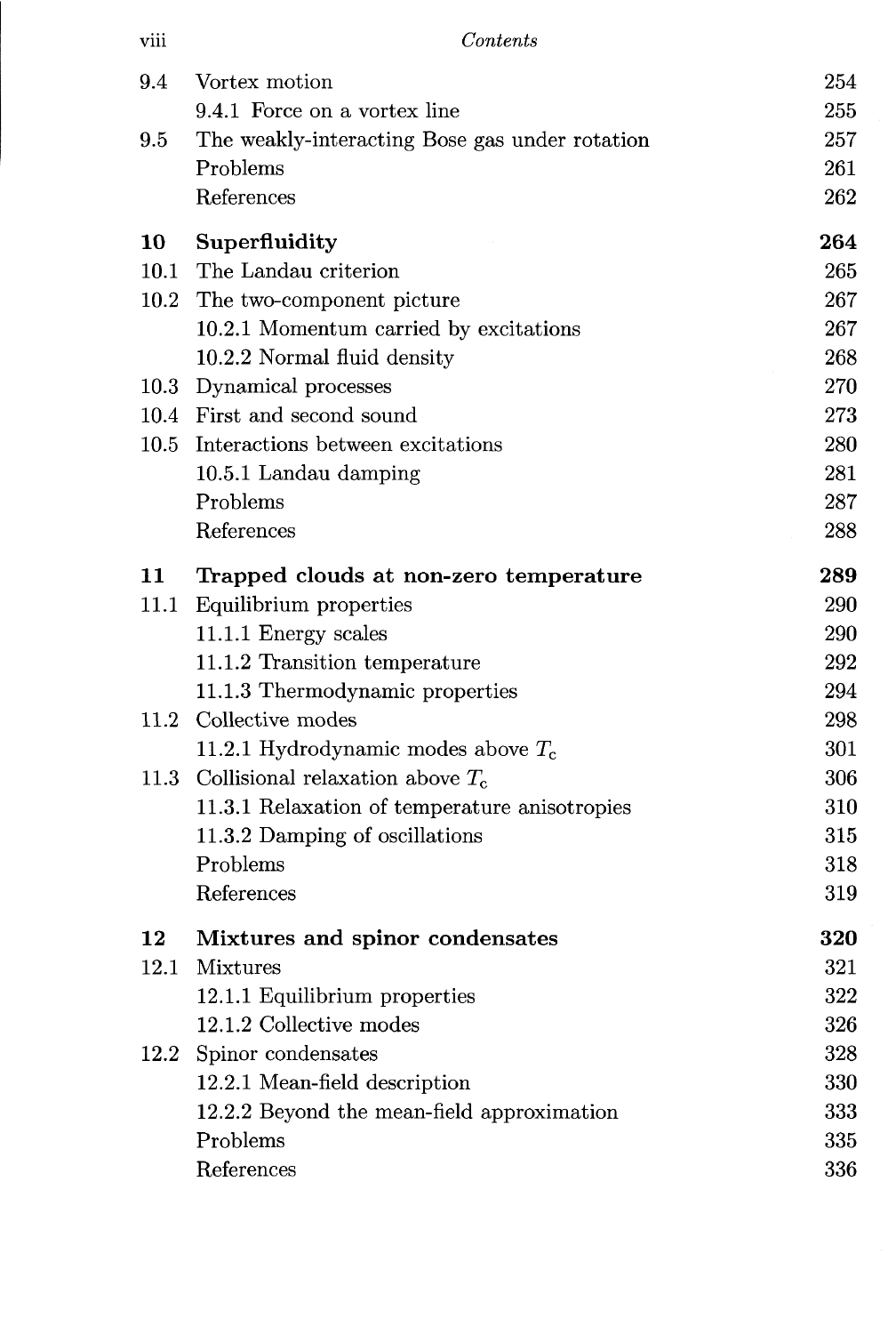| | | |
|---|---|---|
| 9.4 | Vortex motion | 254 |
| | 9.4.1 Force on a vortex line | 255 |
| 9.5 | The weakly-interacting Bose gas under rotation | 257 |
| | Problems | 261 |
| | References | 262 |
| **10** | **Superfluidity** | **264** |
| 10.1 | The Landau criterion | 265 |
| 10.2 | The two-component picture | 267 |
| | 10.2.1 Momentum carried by excitations | 267 |
| | 10.2.2 Normal fluid density | 268 |
| 10.3 | Dynamical processes | 270 |
| 10.4 | First and second sound | 273 |
| 10.5 | Interactions between excitations | 280 |
| | 10.5.1 Landau damping | 281 |
| | Problems | 287 |
| | References | 288 |
| **11** | **Trapped clouds at non-zero temperature** | **289** |
| 11.1 | Equilibrium properties | 290 |
| | 11.1.1 Energy scales | 290 |
| | 11.1.2 Transition temperature | 292 |
| | 11.1.3 Thermodynamic properties | 294 |
| 11.2 | Collective modes | 298 |
| | 11.2.1 Hydrodynamic modes above $T_c$ | 301 |
| 11.3 | Collisional relaxation above $T_c$ | 306 |
| | 11.3.1 Relaxation of temperature anisotropies | 310 |
| | 11.3.2 Damping of oscillations | 315 |
| | Problems | 318 |
| | References | 319 |
| **12** | **Mixtures and spinor condensates** | **320** |
| 12.1 | Mixtures | 321 |
| | 12.1.1 Equilibrium properties | 322 |
| | 12.1.2 Collective modes | 326 |
| 12.2 | Spinor condensates | 328 |
| | 12.2.1 Mean-field description | 330 |
| | 12.2.2 Beyond the mean-field approximation | 333 |
| | Problems | 335 |
| | References | 336 |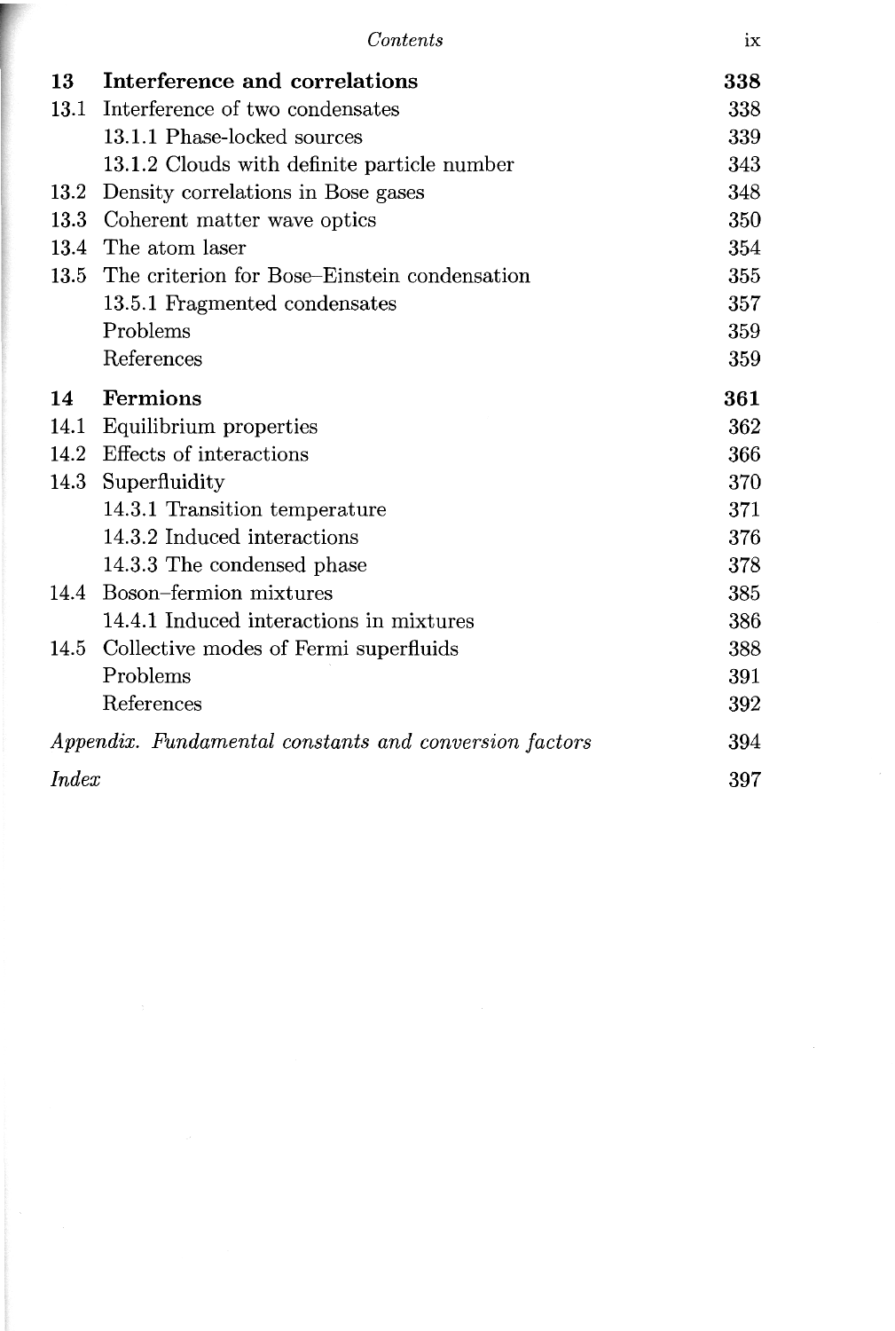| | | |
|---|---|---|
| **13** | **Interference and correlations** | **338** |
| 13.1 | Interference of two condensates | 338 |
| | 13.1.1 Phase-locked sources | 339 |
| | 13.1.2 Clouds with definite particle number | 343 |
| 13.2 | Density correlations in Bose gases | 348 |
| 13.3 | Coherent matter wave optics | 350 |
| 13.4 | The atom laser | 354 |
| 13.5 | The criterion for Bose–Einstein condensation | 355 |
| | 13.5.1 Fragmented condensates | 357 |
| | Problems | 359 |
| | References | 359 |
| **14** | **Fermions** | **361** |
| 14.1 | Equilibrium properties | 362 |
| 14.2 | Effects of interactions | 366 |
| 14.3 | Superfluidity | 370 |
| | 14.3.1 Transition temperature | 371 |
| | 14.3.2 Induced interactions | 376 |
| | 14.3.3 The condensed phase | 378 |
| 14.4 | Boson–fermion mixtures | 385 |
| | 14.4.1 Induced interactions in mixtures | 386 |
| 14.5 | Collective modes of Fermi superfluids | 388 |
| | Problems | 391 |
| | References | 392 |
| *Appendix. Fundamental constants and conversion factors* | | 394 |
| *Index* | | 397 |